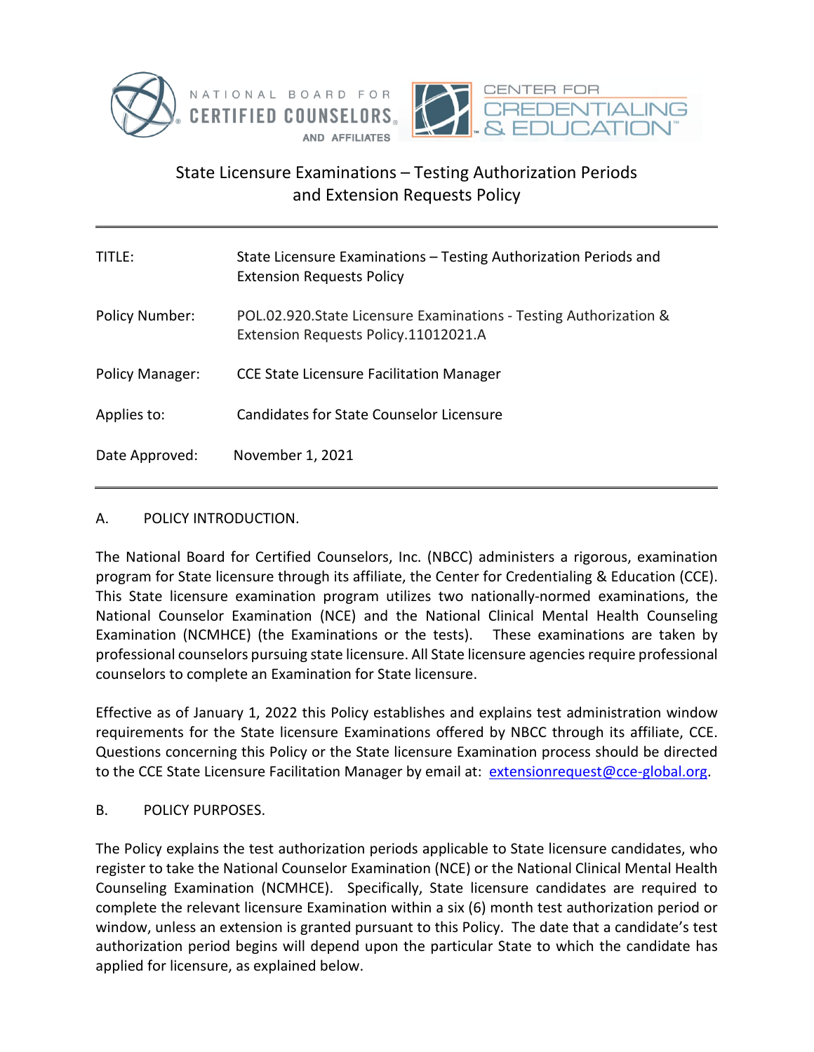NATIONAL BOARD FOR CERTIFIED COUNSELORS AND AFFILIATES

CENTER FOR CREDENTIALING & EDUCATION

# State Licensure Examinations – Testing Authorization Periods and Extension Requests Policy

| | |
|---|---|
| TITLE: | State Licensure Examinations – Testing Authorization Periods and Extension Requests Policy |
| Policy Number: | POL.02.920.State Licensure Examinations - Testing Authorization & Extension Requests Policy.11012021.A |
| Policy Manager: | CCE State Licensure Facilitation Manager |
| Applies to: | Candidates for State Counselor Licensure |
| Date Approved: | November 1, 2021 |

## A. POLICY INTRODUCTION.

The National Board for Certified Counselors, Inc. (NBCC) administers a rigorous, examination program for State licensure through its affiliate, the Center for Credentialing & Education (CCE). This State licensure examination program utilizes two nationally-normed examinations, the National Counselor Examination (NCE) and the National Clinical Mental Health Counseling Examination (NCMHCE) (the Examinations or the tests). These examinations are taken by professional counselors pursuing state licensure. All State licensure agencies require professional counselors to complete an Examination for State licensure.

Effective as of January 1, 2022 this Policy establishes and explains test administration window requirements for the State licensure Examinations offered by NBCC through its affiliate, CCE. Questions concerning this Policy or the State licensure Examination process should be directed to the CCE State Licensure Facilitation Manager by email at: extensionrequest@cce-global.org.

## B. POLICY PURPOSES.

The Policy explains the test authorization periods applicable to State licensure candidates, who register to take the National Counselor Examination (NCE) or the National Clinical Mental Health Counseling Examination (NCMHCE). Specifically, State licensure candidates are required to complete the relevant licensure Examination within a six (6) month test authorization period or window, unless an extension is granted pursuant to this Policy. The date that a candidate's test authorization period begins will depend upon the particular State to which the candidate has applied for licensure, as explained below.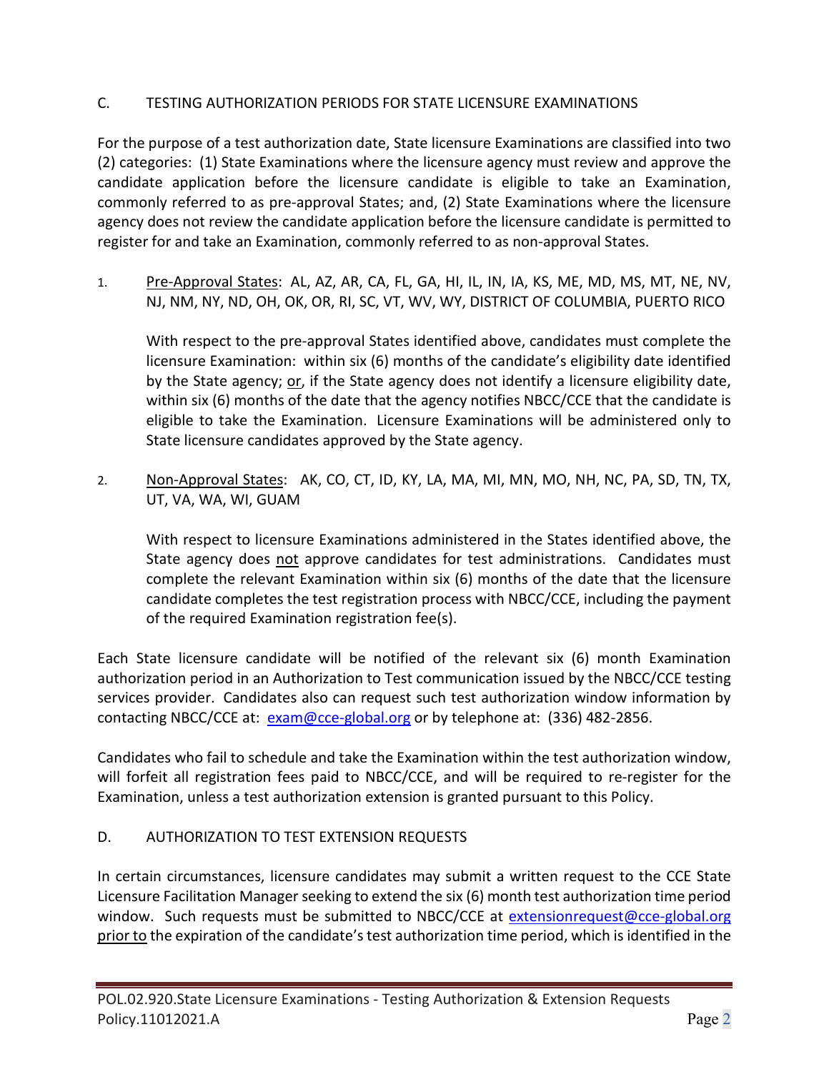## C. TESTING AUTHORIZATION PERIODS FOR STATE LICENSURE EXAMINATIONS

For the purpose of a test authorization date, State licensure Examinations are classified into two (2) categories: (1) State Examinations where the licensure agency must review and approve the candidate application before the licensure candidate is eligible to take an Examination, commonly referred to as pre-approval States; and, (2) State Examinations where the licensure agency does not review the candidate application before the licensure candidate is permitted to register for and take an Examination, commonly referred to as non-approval States.

1. Pre-Approval States: AL, AZ, AR, CA, FL, GA, HI, IL, IN, IA, KS, ME, MD, MS, MT, NE, NV, NJ, NM, NY, ND, OH, OK, OR, RI, SC, VT, WV, WY, DISTRICT OF COLUMBIA, PUERTO RICO

   With respect to the pre-approval States identified above, candidates must complete the licensure Examination: within six (6) months of the candidate's eligibility date identified by the State agency; or, if the State agency does not identify a licensure eligibility date, within six (6) months of the date that the agency notifies NBCC/CCE that the candidate is eligible to take the Examination. Licensure Examinations will be administered only to State licensure candidates approved by the State agency.

2. Non-Approval States: AK, CO, CT, ID, KY, LA, MA, MI, MN, MO, NH, NC, PA, SD, TN, TX, UT, VA, WA, WI, GUAM

   With respect to licensure Examinations administered in the States identified above, the State agency does not approve candidates for test administrations. Candidates must complete the relevant Examination within six (6) months of the date that the licensure candidate completes the test registration process with NBCC/CCE, including the payment of the required Examination registration fee(s).

Each State licensure candidate will be notified of the relevant six (6) month Examination authorization period in an Authorization to Test communication issued by the NBCC/CCE testing services provider. Candidates also can request such test authorization window information by contacting NBCC/CCE at: exam@cce-global.org or by telephone at: (336) 482-2856.

Candidates who fail to schedule and take the Examination within the test authorization window, will forfeit all registration fees paid to NBCC/CCE, and will be required to re-register for the Examination, unless a test authorization extension is granted pursuant to this Policy.

## D. AUTHORIZATION TO TEST EXTENSION REQUESTS

In certain circumstances, licensure candidates may submit a written request to the CCE State Licensure Facilitation Manager seeking to extend the six (6) month test authorization time period window. Such requests must be submitted to NBCC/CCE at extensionrequest@cce-global.org prior to the expiration of the candidate's test authorization time period, which is identified in the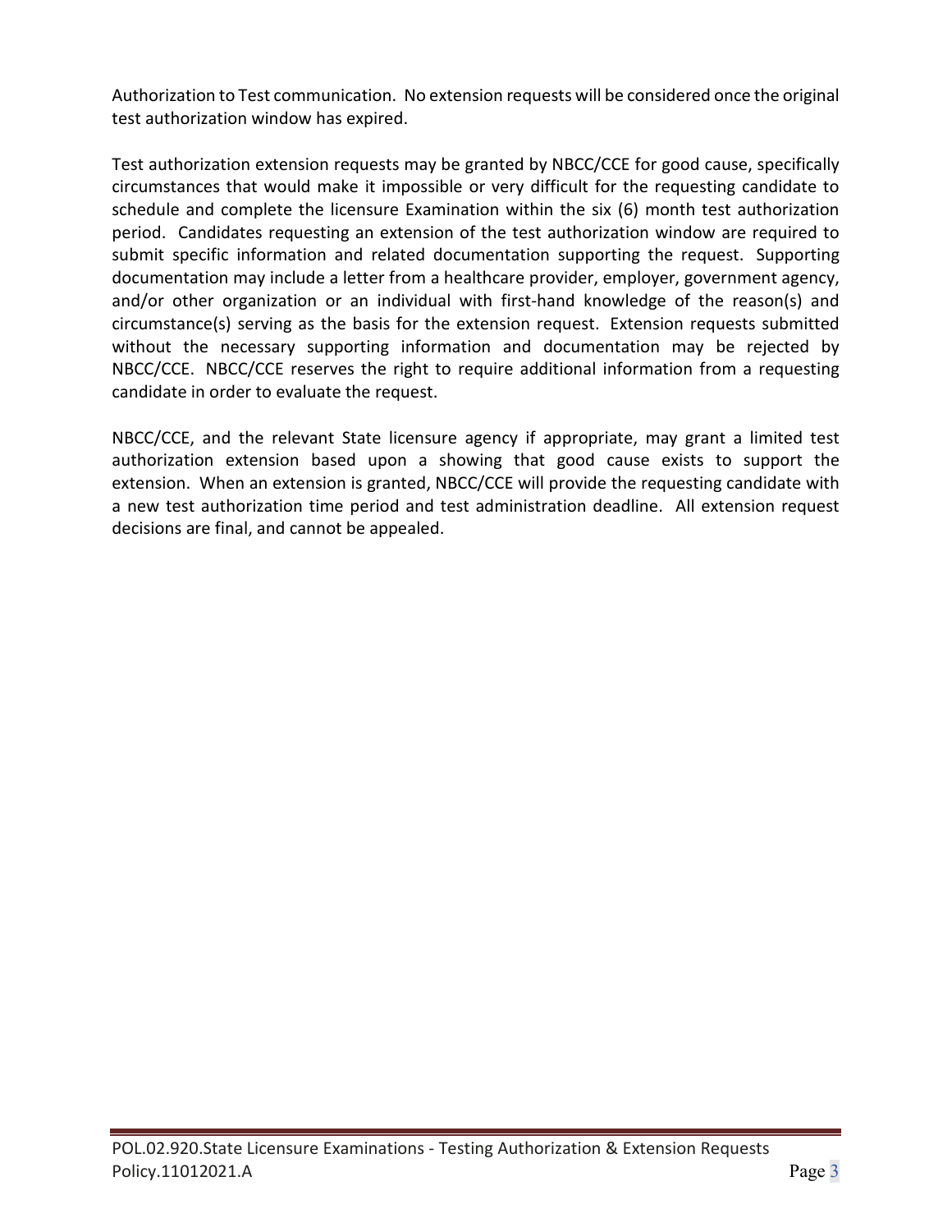Authorization to Test communication. No extension requests will be considered once the original test authorization window has expired.

Test authorization extension requests may be granted by NBCC/CCE for good cause, specifically circumstances that would make it impossible or very difficult for the requesting candidate to schedule and complete the licensure Examination within the six (6) month test authorization period. Candidates requesting an extension of the test authorization window are required to submit specific information and related documentation supporting the request. Supporting documentation may include a letter from a healthcare provider, employer, government agency, and/or other organization or an individual with first-hand knowledge of the reason(s) and circumstance(s) serving as the basis for the extension request. Extension requests submitted without the necessary supporting information and documentation may be rejected by NBCC/CCE. NBCC/CCE reserves the right to require additional information from a requesting candidate in order to evaluate the request.

NBCC/CCE, and the relevant State licensure agency if appropriate, may grant a limited test authorization extension based upon a showing that good cause exists to support the extension. When an extension is granted, NBCC/CCE will provide the requesting candidate with a new test authorization time period and test administration deadline. All extension request decisions are final, and cannot be appealed.